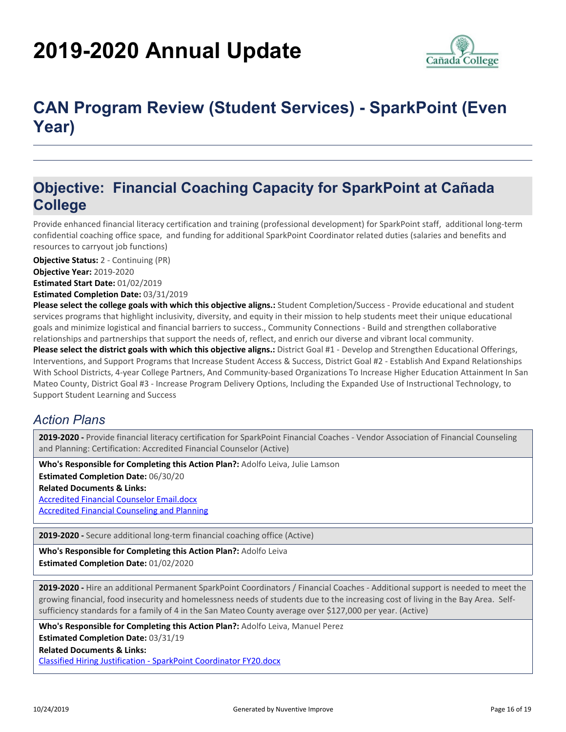# 2019-2020 Annual Update

## CAN Program Review (Student Services) - SparkPoint (Even Year)

## Objective: Financial Coaching Capacity for SparkPoint at Cañada College

Provide enhanced financial literacy certification and training (professional development) for SparkPoint staff, additional long-term confidential coaching office space, and funding for additional SparkPoint Coordinator related duties (salaries and benefits and resources to carryout job functions)

**Objective Status:** 2 - Continuing (PR)
**Objective Year:** 2019-2020
**Estimated Start Date:** 01/02/2019
**Estimated Completion Date:** 03/31/2019
**Please select the college goals with which this objective aligns.:** Student Completion/Success - Provide educational and student services programs that highlight inclusivity, diversity, and equity in their mission to help students meet their unique educational goals and minimize logistical and financial barriers to success., Community Connections - Build and strengthen collaborative relationships and partnerships that support the needs of, reflect, and enrich our diverse and vibrant local community.
**Please select the district goals with which this objective aligns.:** District Goal #1 - Develop and Strengthen Educational Offerings, Interventions, and Support Programs that Increase Student Access & Success, District Goal #2 - Establish And Expand Relationships With School Districts, 4-year College Partners, And Community-based Organizations To Increase Higher Education Attainment In San Mateo County, District Goal #3 - Increase Program Delivery Options, Including the Expanded Use of Instructional Technology, to Support Student Learning and Success

### *Action Plans*

**2019-2020 -** Provide financial literacy certification for SparkPoint Financial Coaches - Vendor Association of Financial Counseling and Planning: Certification: Accredited Financial Counselor (Active)

**Who's Responsible for Completing this Action Plan?:** Adolfo Leiva, Julie Lamson
**Estimated Completion Date:** 06/30/20
**Related Documents & Links:**
Accredited Financial Counselor Email.docx
Accredited Financial Counseling and Planning

**2019-2020 -** Secure additional long-term financial coaching office (Active)

**Who's Responsible for Completing this Action Plan?:** Adolfo Leiva
**Estimated Completion Date:** 01/02/2020

**2019-2020 -** Hire an additional Permanent SparkPoint Coordinators / Financial Coaches - Additional support is needed to meet the growing financial, food insecurity and homelessness needs of students due to the increasing cost of living in the Bay Area. Self-sufficiency standards for a family of 4 in the San Mateo County average over $127,000 per year. (Active)

**Who's Responsible for Completing this Action Plan?:** Adolfo Leiva, Manuel Perez
**Estimated Completion Date:** 03/31/19
**Related Documents & Links:**
Classified Hiring Justification - SparkPoint Coordinator FY20.docx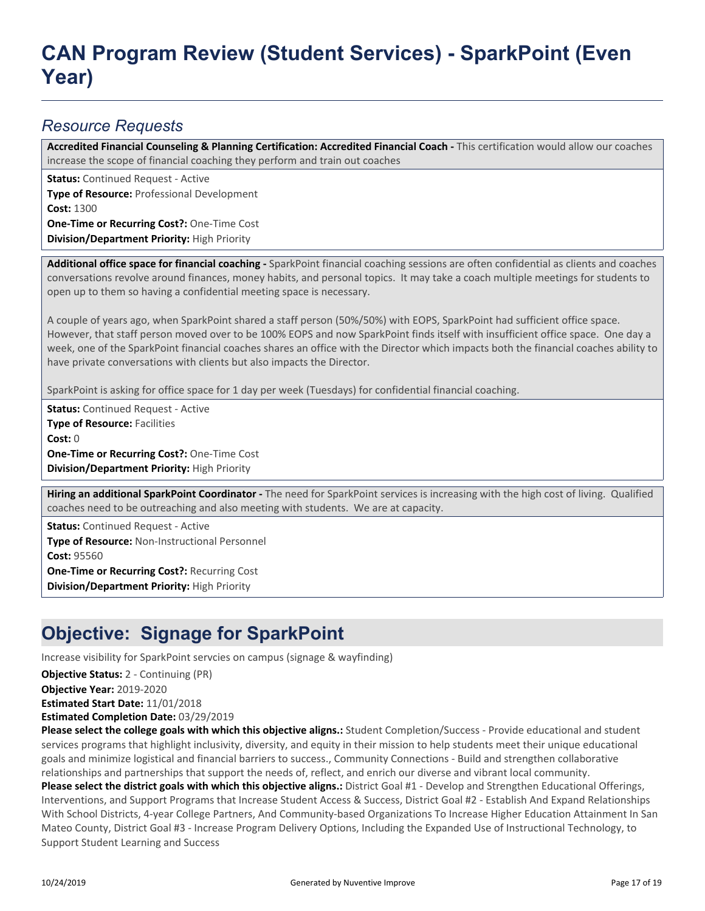# CAN Program Review (Student Services) - SparkPoint (Even Year)

## *Resource Requests*

**Accredited Financial Counseling & Planning Certification: Accredited Financial Coach -** This certification would allow our coaches increase the scope of financial coaching they perform and train out coaches

**Status:** Continued Request - Active
**Type of Resource:** Professional Development
**Cost:** 1300
**One-Time or Recurring Cost?:** One-Time Cost
**Division/Department Priority:** High Priority

**Additional office space for financial coaching -** SparkPoint financial coaching sessions are often confidential as clients and coaches conversations revolve around finances, money habits, and personal topics. It may take a coach multiple meetings for students to open up to them so having a confidential meeting space is necessary.

A couple of years ago, when SparkPoint shared a staff person (50%/50%) with EOPS, SparkPoint had sufficient office space. However, that staff person moved over to be 100% EOPS and now SparkPoint finds itself with insufficient office space. One day a week, one of the SparkPoint financial coaches shares an office with the Director which impacts both the financial coaches ability to have private conversations with clients but also impacts the Director.

SparkPoint is asking for office space for 1 day per week (Tuesdays) for confidential financial coaching.

**Status:** Continued Request - Active
**Type of Resource:** Facilities
**Cost:** 0
**One-Time or Recurring Cost?:** One-Time Cost
**Division/Department Priority:** High Priority

**Hiring an additional SparkPoint Coordinator -** The need for SparkPoint services is increasing with the high cost of living. Qualified coaches need to be outreaching and also meeting with students. We are at capacity.

**Status:** Continued Request - Active
**Type of Resource:** Non-Instructional Personnel
**Cost:** 95560
**One-Time or Recurring Cost?:** Recurring Cost
**Division/Department Priority:** High Priority

## Objective: Signage for SparkPoint

Increase visibility for SparkPoint servcies on campus (signage & wayfinding)

**Objective Status:** 2 - Continuing (PR)
**Objective Year:** 2019-2020
**Estimated Start Date:** 11/01/2018
**Estimated Completion Date:** 03/29/2019
**Please select the college goals with which this objective aligns.:** Student Completion/Success - Provide educational and student services programs that highlight inclusivity, diversity, and equity in their mission to help students meet their unique educational goals and minimize logistical and financial barriers to success., Community Connections - Build and strengthen collaborative relationships and partnerships that support the needs of, reflect, and enrich our diverse and vibrant local community.
**Please select the district goals with which this objective aligns.:** District Goal #1 - Develop and Strengthen Educational Offerings, Interventions, and Support Programs that Increase Student Access & Success, District Goal #2 - Establish And Expand Relationships With School Districts, 4-year College Partners, And Community-based Organizations To Increase Higher Education Attainment In San Mateo County, District Goal #3 - Increase Program Delivery Options, Including the Expanded Use of Instructional Technology, to Support Student Learning and Success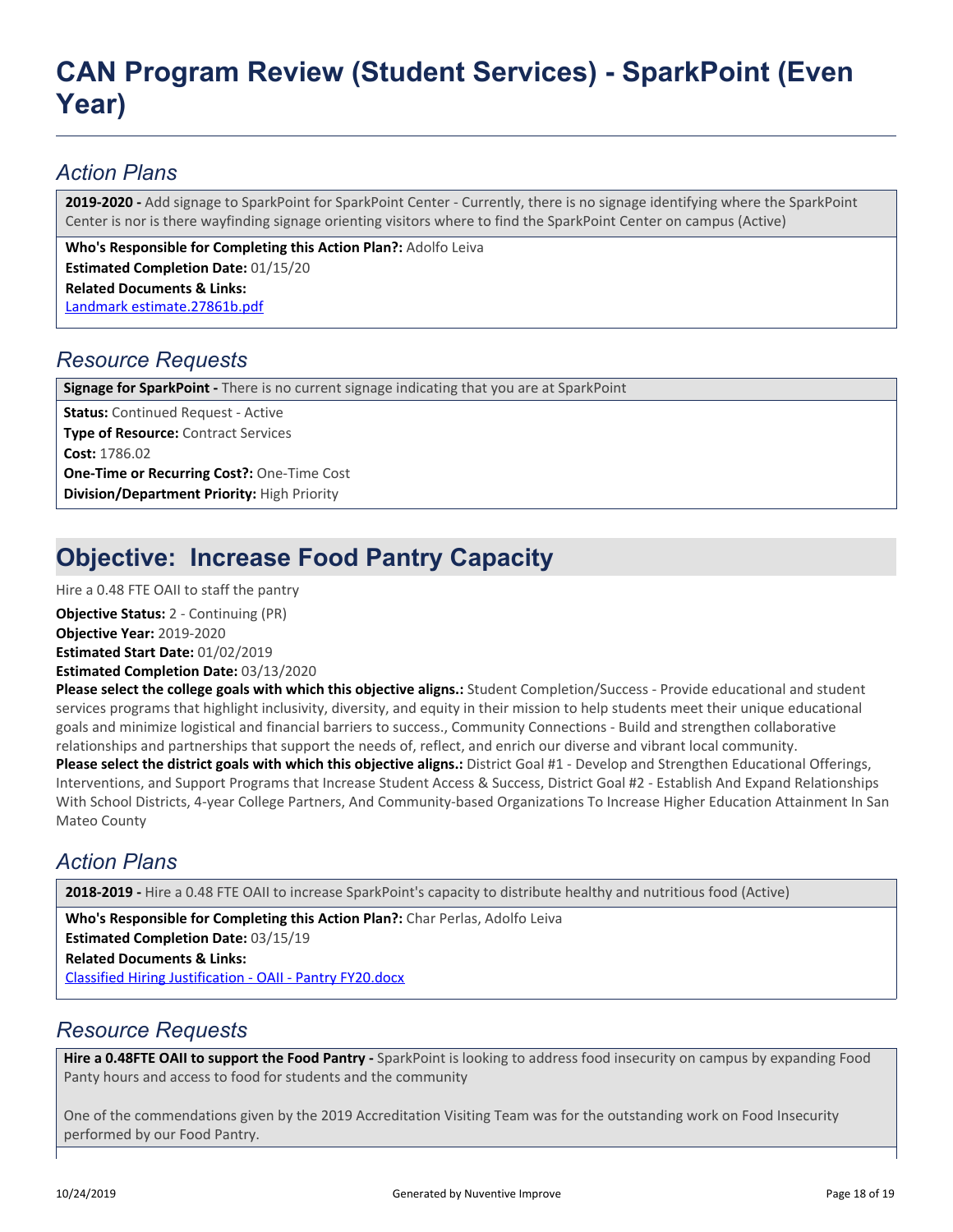# CAN Program Review (Student Services) - SparkPoint (Even Year)

## Action Plans

**2019-2020 -** Add signage to SparkPoint for SparkPoint Center - Currently, there is no signage identifying where the SparkPoint Center is nor is there wayfinding signage orienting visitors where to find the SparkPoint Center on campus (Active)

**Who's Responsible for Completing this Action Plan?:** Adolfo Leiva
**Estimated Completion Date:** 01/15/20
**Related Documents & Links:**
Landmark estimate.27861b.pdf

## Resource Requests

**Signage for SparkPoint -** There is no current signage indicating that you are at SparkPoint

**Status:** Continued Request - Active
**Type of Resource:** Contract Services
**Cost:** 1786.02
**One-Time or Recurring Cost?:** One-Time Cost
**Division/Department Priority:** High Priority

# Objective: Increase Food Pantry Capacity

Hire a 0.48 FTE OAII to staff the pantry

**Objective Status:** 2 - Continuing (PR)
**Objective Year:** 2019-2020
**Estimated Start Date:** 01/02/2019
**Estimated Completion Date:** 03/13/2020
**Please select the college goals with which this objective aligns.:** Student Completion/Success - Provide educational and student services programs that highlight inclusivity, diversity, and equity in their mission to help students meet their unique educational goals and minimize logistical and financial barriers to success., Community Connections - Build and strengthen collaborative relationships and partnerships that support the needs of, reflect, and enrich our diverse and vibrant local community.
**Please select the district goals with which this objective aligns.:** District Goal #1 - Develop and Strengthen Educational Offerings, Interventions, and Support Programs that Increase Student Access & Success, District Goal #2 - Establish And Expand Relationships With School Districts, 4-year College Partners, And Community-based Organizations To Increase Higher Education Attainment In San Mateo County

## Action Plans

**2018-2019 -** Hire a 0.48 FTE OAII to increase SparkPoint's capacity to distribute healthy and nutritious food (Active)

**Who's Responsible for Completing this Action Plan?:** Char Perlas, Adolfo Leiva
**Estimated Completion Date:** 03/15/19
**Related Documents & Links:**
Classified Hiring Justification - OAII - Pantry FY20.docx

## Resource Requests

**Hire a 0.48FTE OAII to support the Food Pantry -** SparkPoint is looking to address food insecurity on campus by expanding Food Panty hours and access to food for students and the community

One of the commendations given by the 2019 Accreditation Visiting Team was for the outstanding work on Food Insecurity performed by our Food Pantry.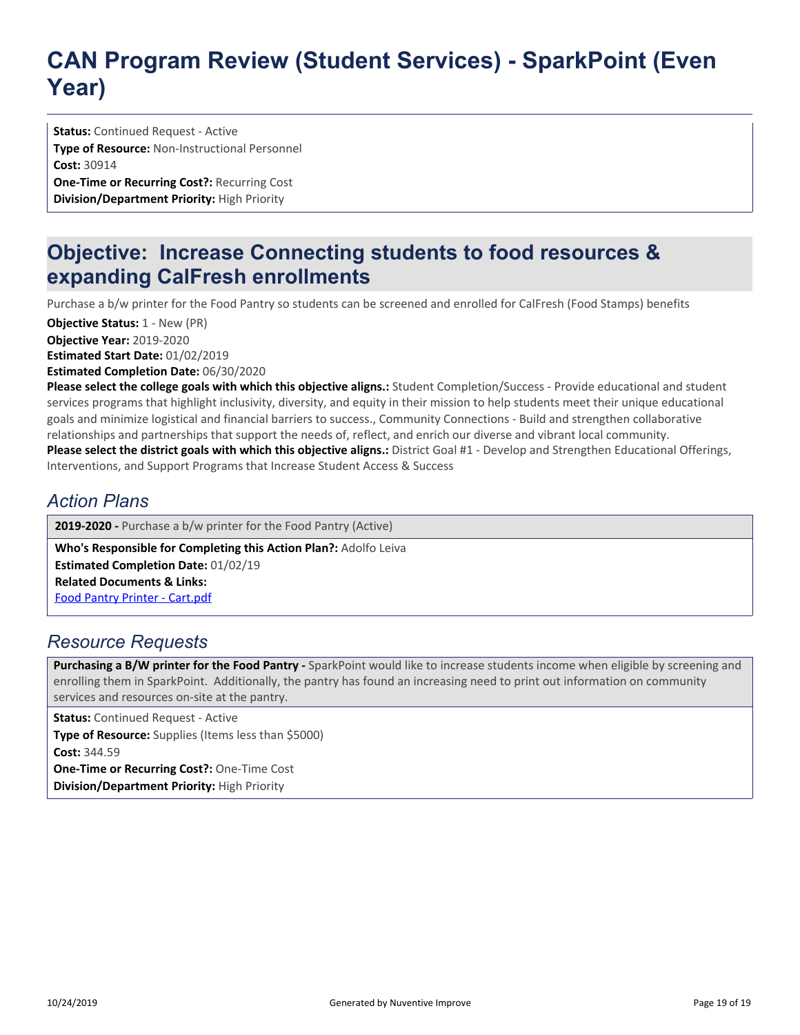# CAN Program Review (Student Services) - SparkPoint (Even Year)

**Status:** Continued Request - Active
**Type of Resource:** Non-Instructional Personnel
**Cost:** 30914
**One-Time or Recurring Cost?:** Recurring Cost
**Division/Department Priority:** High Priority

## Objective: Increase Connecting students to food resources & expanding CalFresh enrollments

Purchase a b/w printer for the Food Pantry so students can be screened and enrolled for CalFresh (Food Stamps) benefits

**Objective Status:** 1 - New (PR)
**Objective Year:** 2019-2020
**Estimated Start Date:** 01/02/2019
**Estimated Completion Date:** 06/30/2020
**Please select the college goals with which this objective aligns.:** Student Completion/Success - Provide educational and student services programs that highlight inclusivity, diversity, and equity in their mission to help students meet their unique educational goals and minimize logistical and financial barriers to success., Community Connections - Build and strengthen collaborative relationships and partnerships that support the needs of, reflect, and enrich our diverse and vibrant local community.
**Please select the district goals with which this objective aligns.:** District Goal #1 - Develop and Strengthen Educational Offerings, Interventions, and Support Programs that Increase Student Access & Success

### *Action Plans*

**2019-2020 -** Purchase a b/w printer for the Food Pantry (Active)

**Who's Responsible for Completing this Action Plan?:** Adolfo Leiva
**Estimated Completion Date:** 01/02/19
**Related Documents & Links:**
Food Pantry Printer - Cart.pdf

### *Resource Requests*

**Purchasing a B/W printer for the Food Pantry -** SparkPoint would like to increase students income when eligible by screening and enrolling them in SparkPoint. Additionally, the pantry has found an increasing need to print out information on community services and resources on-site at the pantry.

**Status:** Continued Request - Active
**Type of Resource:** Supplies (Items less than $5000)
**Cost:** 344.59
**One-Time or Recurring Cost?:** One-Time Cost
**Division/Department Priority:** High Priority